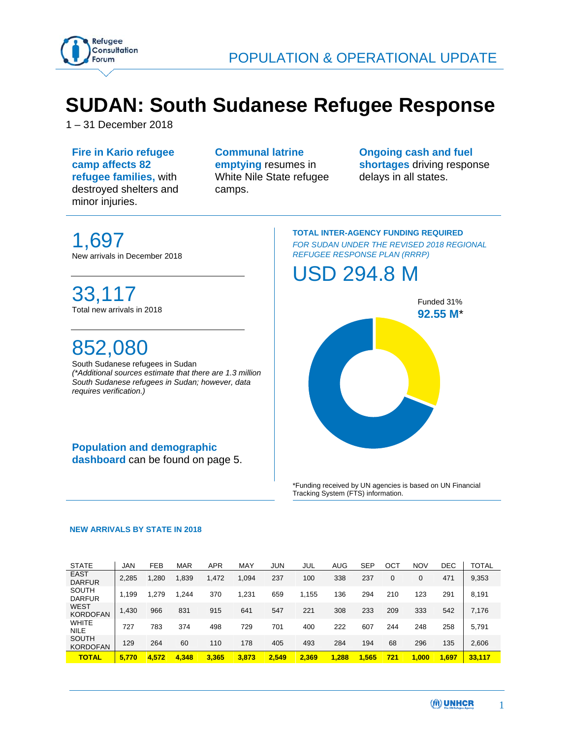POPULATION & OPERATIONAL UPDATE

# SUDAN: South Sudanese Refugee Response

1 – 31 December 2018

**Fire in Kario refugee camp affects 82 refugee families,** with destroyed shelters and minor injuries.

**Communal latrine emptying** resumes in White Nile State refugee camps.

**Ongoing cash and fuel shortages** driving response delays in all states.

---

**1,697**
New arrivals in December 2018

**33,117**
Total new arrivals in 2018

**852,080**
South Sudanese refugees in Sudan
*(\*Additional sources estimate that there are 1.3 million South Sudanese refugees in Sudan; however, data requires verification.)*

**Population and demographic dashboard** can be found on page 5.

**TOTAL INTER-AGENCY FUNDING REQUIRED**
*FOR SUDAN UNDER THE REVISED 2018 REGIONAL REFUGEE RESPONSE PLAN (RRRP)*

**USD 294.8 M**

Funded 31%
**92.55 M***

*Funding received by UN agencies is based on UN Financial Tracking System (FTS) information.

---

**NEW ARRIVALS BY STATE IN 2018**

| STATE | JAN | FEB | MAR | APR | MAY | JUN | JUL | AUG | SEP | OCT | NOV | DEC | TOTAL |
|---|---|---|---|---|---|---|---|---|---|---|---|---|---|
| EAST DARFUR | 2,285 | 1,280 | 1,839 | 1,472 | 1,094 | 237 | 100 | 338 | 237 | 0 | 0 | 471 | 9,353 |
| SOUTH DARFUR | 1,199 | 1,279 | 1,244 | 370 | 1,231 | 659 | 1,155 | 136 | 294 | 210 | 123 | 291 | 8,191 |
| WEST KORDOFAN | 1,430 | 966 | 831 | 915 | 641 | 547 | 221 | 308 | 233 | 209 | 333 | 542 | 7,176 |
| WHITE NILE | 727 | 783 | 374 | 498 | 729 | 701 | 400 | 222 | 607 | 244 | 248 | 258 | 5,791 |
| SOUTH KORDOFAN | 129 | 264 | 60 | 110 | 178 | 405 | 493 | 284 | 194 | 68 | 296 | 135 | 2,606 |
| **TOTAL** | **5,770** | **4,572** | **4,348** | **3,365** | **3,873** | **2,549** | **2,369** | **1,288** | **1,565** | **721** | **1,000** | **1,697** | **33,117** |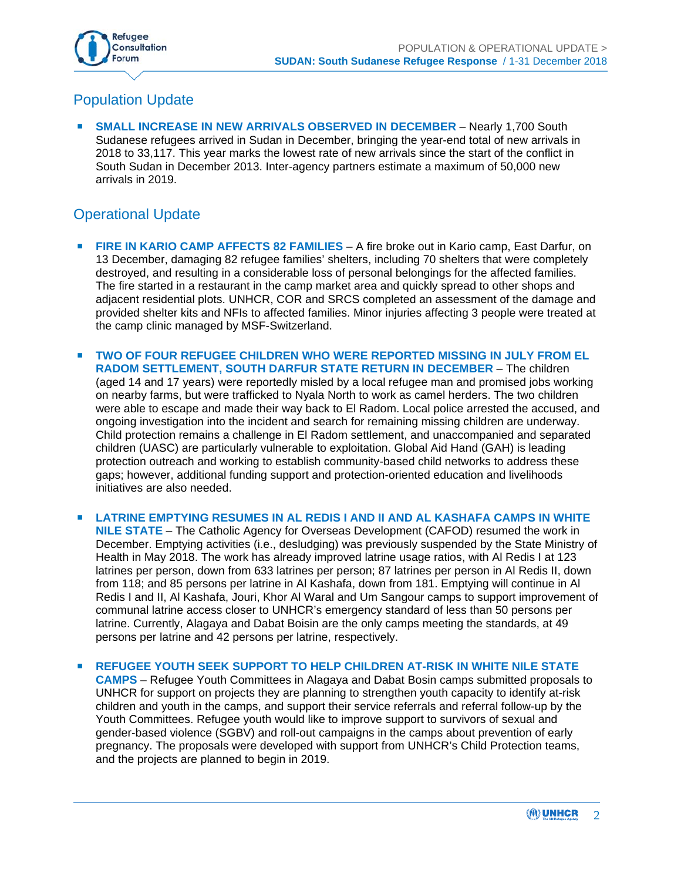## Population Update

- **SMALL INCREASE IN NEW ARRIVALS OBSERVED IN DECEMBER** – Nearly 1,700 South Sudanese refugees arrived in Sudan in December, bringing the year-end total of new arrivals in 2018 to 33,117. This year marks the lowest rate of new arrivals since the start of the conflict in South Sudan in December 2013. Inter-agency partners estimate a maximum of 50,000 new arrivals in 2019.

## Operational Update

- **FIRE IN KARIO CAMP AFFECTS 82 FAMILIES** – A fire broke out in Kario camp, East Darfur, on 13 December, damaging 82 refugee families' shelters, including 70 shelters that were completely destroyed, and resulting in a considerable loss of personal belongings for the affected families. The fire started in a restaurant in the camp market area and quickly spread to other shops and adjacent residential plots. UNHCR, COR and SRCS completed an assessment of the damage and provided shelter kits and NFIs to affected families. Minor injuries affecting 3 people were treated at the camp clinic managed by MSF-Switzerland.

- **TWO OF FOUR REFUGEE CHILDREN WHO WERE REPORTED MISSING IN JULY FROM EL RADOM SETTLEMENT, SOUTH DARFUR STATE RETURN IN DECEMBER** – The children (aged 14 and 17 years) were reportedly misled by a local refugee man and promised jobs working on nearby farms, but were trafficked to Nyala North to work as camel herders. The two children were able to escape and made their way back to El Radom. Local police arrested the accused, and ongoing investigation into the incident and search for remaining missing children are underway. Child protection remains a challenge in El Radom settlement, and unaccompanied and separated children (UASC) are particularly vulnerable to exploitation. Global Aid Hand (GAH) is leading protection outreach and working to establish community-based child networks to address these gaps; however, additional funding support and protection-oriented education and livelihoods initiatives are also needed.

- **LATRINE EMPTYING RESUMES IN AL REDIS I AND II AND AL KASHAFA CAMPS IN WHITE NILE STATE** – The Catholic Agency for Overseas Development (CAFOD) resumed the work in December. Emptying activities (i.e., desludging) was previously suspended by the State Ministry of Health in May 2018. The work has already improved latrine usage ratios, with Al Redis I at 123 latrines per person, down from 633 latrines per person; 87 latrines per person in Al Redis II, down from 118; and 85 persons per latrine in Al Kashafa, down from 181. Emptying will continue in Al Redis I and II, Al Kashafa, Jouri, Khor Al Waral and Um Sangour camps to support improvement of communal latrine access closer to UNHCR's emergency standard of less than 50 persons per latrine. Currently, Alagaya and Dabat Boisin are the only camps meeting the standards, at 49 persons per latrine and 42 persons per latrine, respectively.

- **REFUGEE YOUTH SEEK SUPPORT TO HELP CHILDREN AT-RISK IN WHITE NILE STATE CAMPS** – Refugee Youth Committees in Alagaya and Dabat Bosin camps submitted proposals to UNHCR for support on projects they are planning to strengthen youth capacity to identify at-risk children and youth in the camps, and support their service referrals and referral follow-up by the Youth Committees. Refugee youth would like to improve support to survivors of sexual and gender-based violence (SGBV) and roll-out campaigns in the camps about prevention of early pregnancy. The proposals were developed with support from UNHCR's Child Protection teams, and the projects are planned to begin in 2019.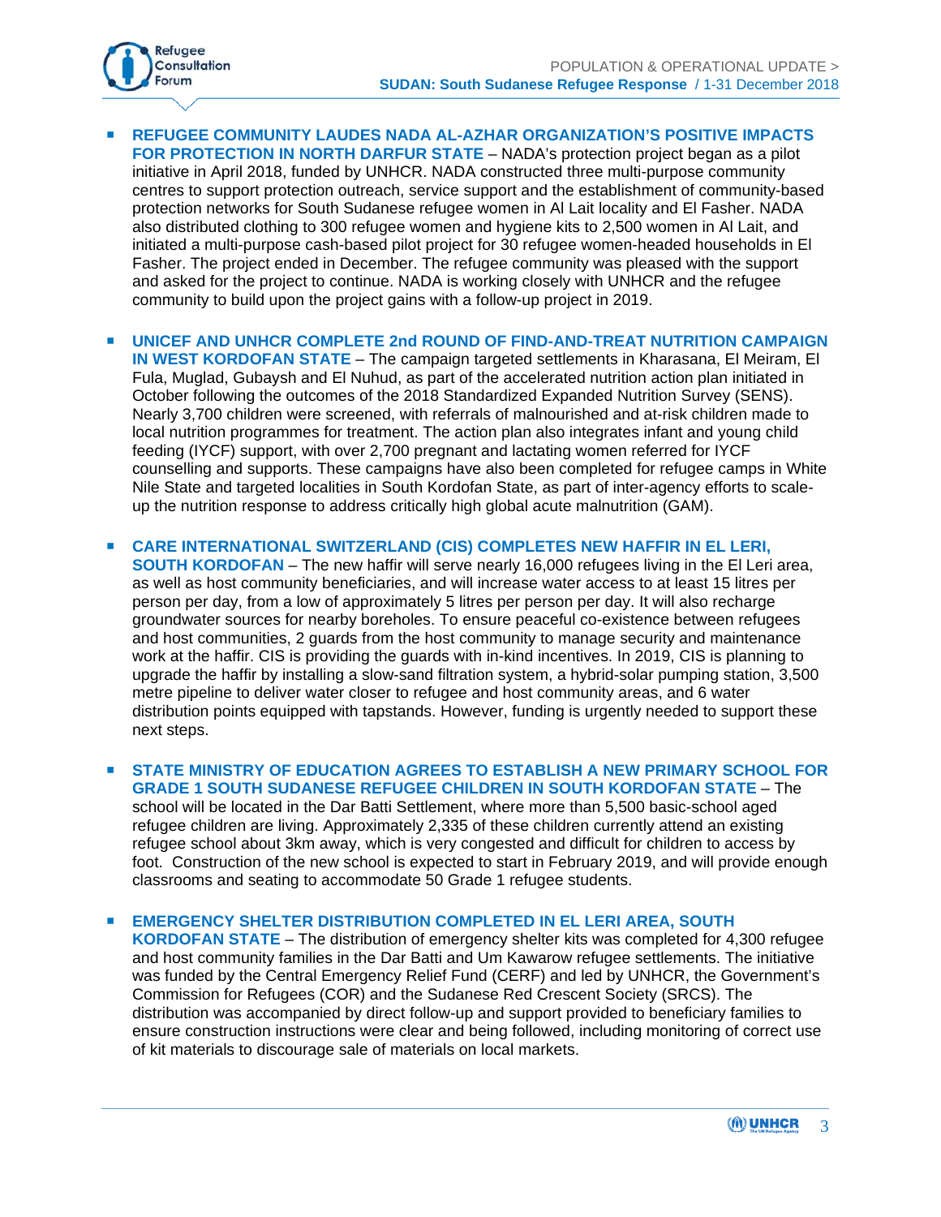- **REFUGEE COMMUNITY LAUDES NADA AL-AZHAR ORGANIZATION'S POSITIVE IMPACTS FOR PROTECTION IN NORTH DARFUR STATE** – NADA's protection project began as a pilot initiative in April 2018, funded by UNHCR. NADA constructed three multi-purpose community centres to support protection outreach, service support and the establishment of community-based protection networks for South Sudanese refugee women in Al Lait locality and El Fasher. NADA also distributed clothing to 300 refugee women and hygiene kits to 2,500 women in Al Lait, and initiated a multi-purpose cash-based pilot project for 30 refugee women-headed households in El Fasher. The project ended in December. The refugee community was pleased with the support and asked for the project to continue. NADA is working closely with UNHCR and the refugee community to build upon the project gains with a follow-up project in 2019.

- **UNICEF AND UNHCR COMPLETE 2nd ROUND OF FIND-AND-TREAT NUTRITION CAMPAIGN IN WEST KORDOFAN STATE** – The campaign targeted settlements in Kharasana, El Meiram, El Fula, Muglad, Gubaysh and El Nuhud, as part of the accelerated nutrition action plan initiated in October following the outcomes of the 2018 Standardized Expanded Nutrition Survey (SENS). Nearly 3,700 children were screened, with referrals of malnourished and at-risk children made to local nutrition programmes for treatment. The action plan also integrates infant and young child feeding (IYCF) support, with over 2,700 pregnant and lactating women referred for IYCF counselling and supports. These campaigns have also been completed for refugee camps in White Nile State and targeted localities in South Kordofan State, as part of inter-agency efforts to scale-up the nutrition response to address critically high global acute malnutrition (GAM).

- **CARE INTERNATIONAL SWITZERLAND (CIS) COMPLETES NEW HAFFIR IN EL LERI, SOUTH KORDOFAN** – The new haffir will serve nearly 16,000 refugees living in the El Leri area, as well as host community beneficiaries, and will increase water access to at least 15 litres per person per day, from a low of approximately 5 litres per person per day. It will also recharge groundwater sources for nearby boreholes. To ensure peaceful co-existence between refugees and host communities, 2 guards from the host community to manage security and maintenance work at the haffir. CIS is providing the guards with in-kind incentives. In 2019, CIS is planning to upgrade the haffir by installing a slow-sand filtration system, a hybrid-solar pumping station, 3,500 metre pipeline to deliver water closer to refugee and host community areas, and 6 water distribution points equipped with tapstands. However, funding is urgently needed to support these next steps.

- **STATE MINISTRY OF EDUCATION AGREES TO ESTABLISH A NEW PRIMARY SCHOOL FOR GRADE 1 SOUTH SUDANESE REFUGEE CHILDREN IN SOUTH KORDOFAN STATE** – The school will be located in the Dar Batti Settlement, where more than 5,500 basic-school aged refugee children are living. Approximately 2,335 of these children currently attend an existing refugee school about 3km away, which is very congested and difficult for children to access by foot. Construction of the new school is expected to start in February 2019, and will provide enough classrooms and seating to accommodate 50 Grade 1 refugee students.

- **EMERGENCY SHELTER DISTRIBUTION COMPLETED IN EL LERI AREA, SOUTH KORDOFAN STATE** – The distribution of emergency shelter kits was completed for 4,300 refugee and host community families in the Dar Batti and Um Kawarow refugee settlements. The initiative was funded by the Central Emergency Relief Fund (CERF) and led by UNHCR, the Government's Commission for Refugees (COR) and the Sudanese Red Crescent Society (SRCS). The distribution was accompanied by direct follow-up and support provided to beneficiary families to ensure construction instructions were clear and being followed, including monitoring of correct use of kit materials to discourage sale of materials on local markets.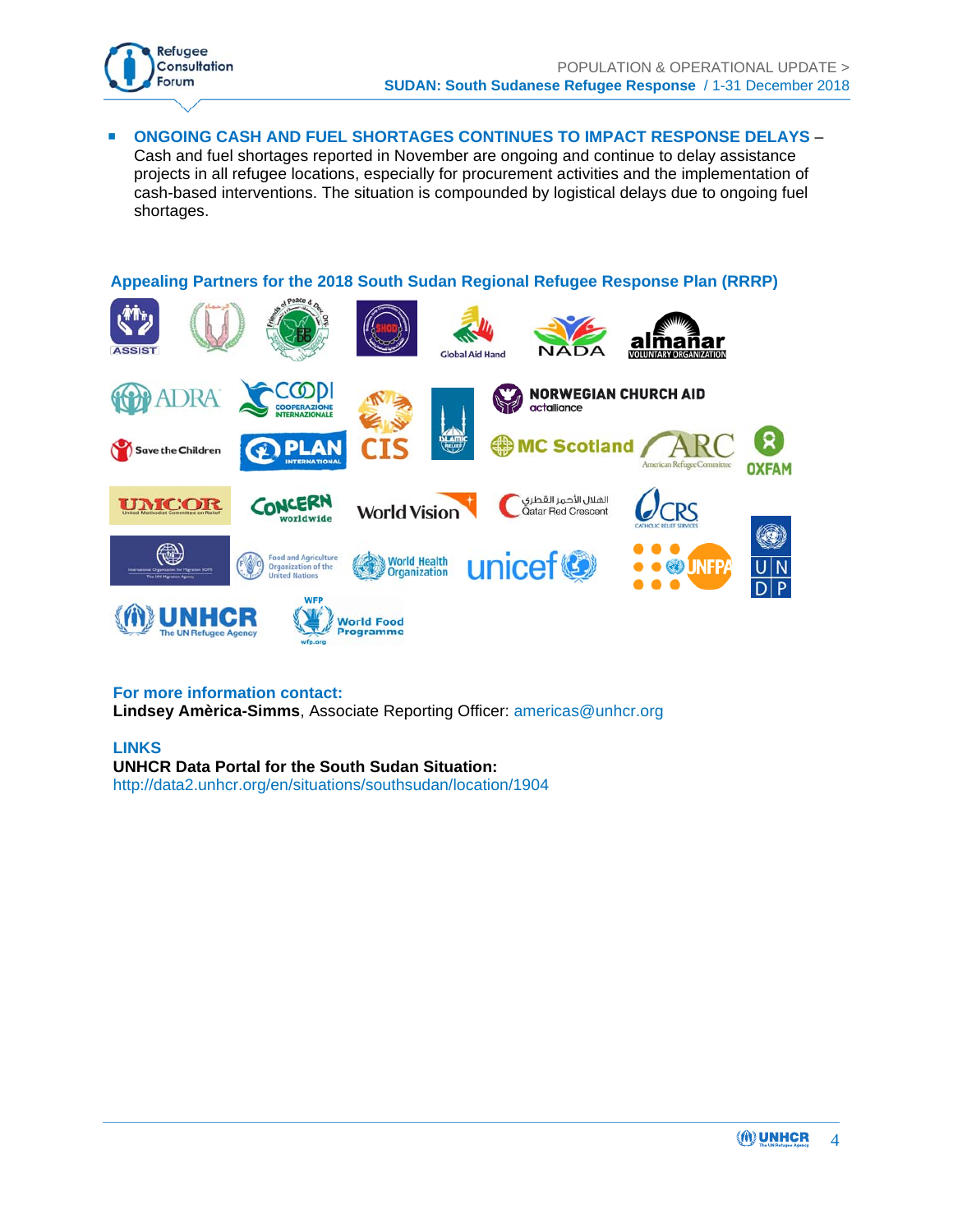- **ONGOING CASH AND FUEL SHORTAGES CONTINUES TO IMPACT RESPONSE DELAYS** – Cash and fuel shortages reported in November are ongoing and continue to delay assistance projects in all refugee locations, especially for procurement activities and the implementation of cash-based interventions. The situation is compounded by logistical delays due to ongoing fuel shortages.

## Appealing Partners for the 2018 South Sudan Regional Refugee Response Plan (RRRP)

ASSIST, Friends of Peace & Development Org., SHOD, Global Aid Hand, NADA, almanar Voluntary Organization, ADRA, COOPI Cooperazione Internazionale, Norwegian Church Aid actalliance, Save the Children, PLAN International, CIS, Islamic Relief, MC Scotland, ARC American Refugee Committee, OXFAM, UMCOR United Methodist Committee on Relief, Concern Worldwide, World Vision, Qatar Red Crescent الهلال الأحمر القطري, CRS Catholic Relief Services, International Organization for Migration (IOM) The UN Migration Agency, Food and Agriculture Organization of the United Nations, World Health Organization, unicef, UNFPA, UNDP, UNHCR The UN Refugee Agency, WFP World Food Programme wfp.org

**For more information contact:**

**Lindsey Amèrica-Simms**, Associate Reporting Officer: americas@unhcr.org

**LINKS**

**UNHCR Data Portal for the South Sudan Situation:**

http://data2.unhcr.org/en/situations/southsudan/location/1904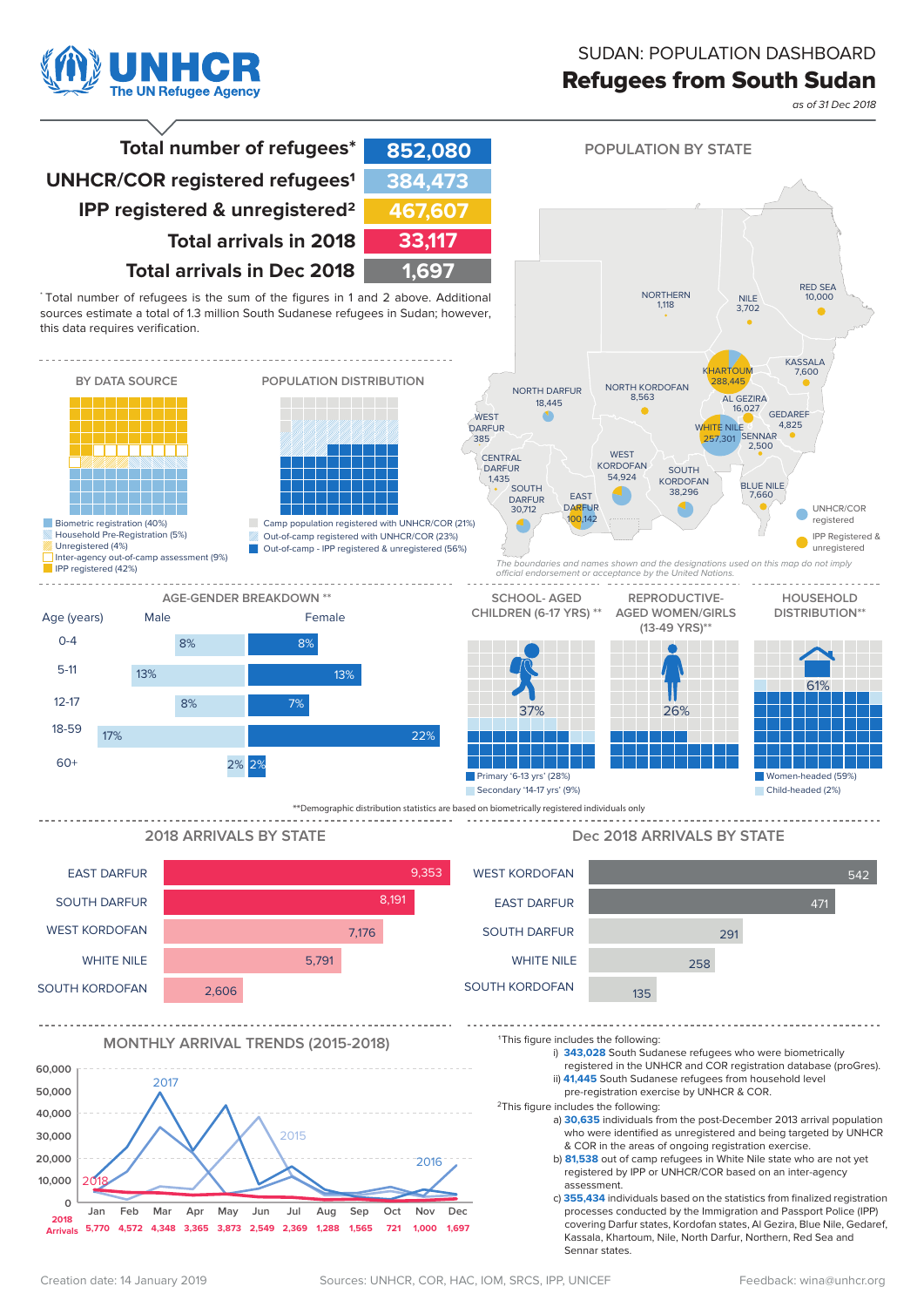# SUDAN: POPULATION DASHBOARD

## Refugees from South Sudan

*as of 31 Dec 2018*

| | |
|---|---|
| Total number of refugees* | 852,080 |
| UNHCR/COR registered refugees[1] | 384,473 |
| IPP registered & unregistered[2] | 467,607 |
| Total arrivals in 2018 | 33,117 |
| Total arrivals in Dec 2018 | 1,697 |

* Total number of refugees is the sum of the figures in 1 and 2 above. Additional sources estimate a total of 1.3 million South Sudanese refugees in Sudan; however, this data requires verification.

### BY DATA SOURCE

Biometric registration (40%)
Household Pre-Registration (5%)
Unregistered (4%)
Inter-agency out-of-camp assessment (9%)
IPP registered (42%)

### POPULATION DISTRIBUTION

Camp population registered with UNHCR/COR (21%)
Out-of-camp registered with UNHCR/COR (23%)
Out-of-camp - IPP registered & unregistered (56%)

### POPULATION BY STATE

NORTHERN 1,118
NILE 3,702
RED SEA 10,000
KASSALA 7,600
KHARTOUM 288,445
NORTH DARFUR 18,445
NORTH KORDOFAN 8,563
AL GEZIRA 16,027
GEDAREF 4,825
WEST DARFUR 385
WHITE NILE 257,301
SENNAR 2,500
CENTRAL DARFUR 1,435
WEST KORDOFAN 54,924
SOUTH KORDOFAN 38,296
BLUE NILE 7,660
SOUTH DARFUR 30,712
EAST DARFUR 100,142

UNHCR/COR registered
IPP Registered & unregistered

*The boundaries and names shown and the designations used on this map do not imply official endorsement or acceptance by the United Nations.*

### AGE-GENDER BREAKDOWN **

Age (years) — Male — Female
0-4: 8% — 8%
5-11: 13% — 13%
12-17: 8% — 7%
18-59: 17% — 22%
60+: 2% — 2%

### SCHOOL- AGED CHILDREN (6-17 YRS) **

37%

Primary '6-13 yrs' (28%)
Secondary '14-17 yrs' (9%)

### REPRODUCTIVE-AGED WOMEN/GIRLS (13-49 YRS)**

26%

### HOUSEHOLD DISTRIBUTION**

61%

Women-headed (59%)
Child-headed (2%)

**Demographic distribution statistics are based on biometrically registered individuals only

### 2018 ARRIVALS BY STATE

EAST DARFUR 9,353
SOUTH DARFUR 8,191
WEST KORDOFAN 7,176
WHITE NILE 5,791
SOUTH KORDOFAN 2,606

### Dec 2018 ARRIVALS BY STATE

WEST KORDOFAN 542
EAST DARFUR 471
SOUTH DARFUR 291
WHITE NILE 258
SOUTH KORDOFAN 135

### MONTHLY ARRIVAL TRENDS (2015-2018)

60,000
50,000
40,000
30,000
20,000
10,000
0

2017
2015
2016
2018

| | Jan | Feb | Mar | Apr | May | Jun | Jul | Aug | Sep | Oct | Nov | Dec |
|---|---|---|---|---|---|---|---|---|---|---|---|---|
| 2018 Arrivals | 5,770 | 4,572 | 4,348 | 3,365 | 3,873 | 2,549 | 2,369 | 1,288 | 1,565 | 721 | 1,000 | 1,697 |

[1]This figure includes the following:

i) **343,028** South Sudanese refugees who were biometrically registered in the UNHCR and COR registration database (proGres).

ii) **41,445** South Sudanese refugees from household level pre-registration exercise by UNHCR & COR.

[2]This figure includes the following:

a) **30,635** individuals from the post-December 2013 arrival population who were identified as unregistered and being targeted by UNHCR & COR in the areas of ongoing registration exercise.

b) **81,538** out of camp refugees in White Nile state who are not yet registered by IPP or UNHCR/COR based on an inter-agency assessment.

c) **355,434** individuals based on the statistics from finalized registration processes conducted by the Immigration and Passport Police (IPP) covering Darfur states, Kordofan states, Al Gezira, Blue Nile, Gedaref, Kassala, Khartoum, Nile, North Darfur, Northern, Red Sea and Sennar states.

Creation date: 14 January 2019 — Sources: UNHCR, COR, HAC, IOM, SRCS, IPP, UNICEF — Feedback: wina@unhcr.org